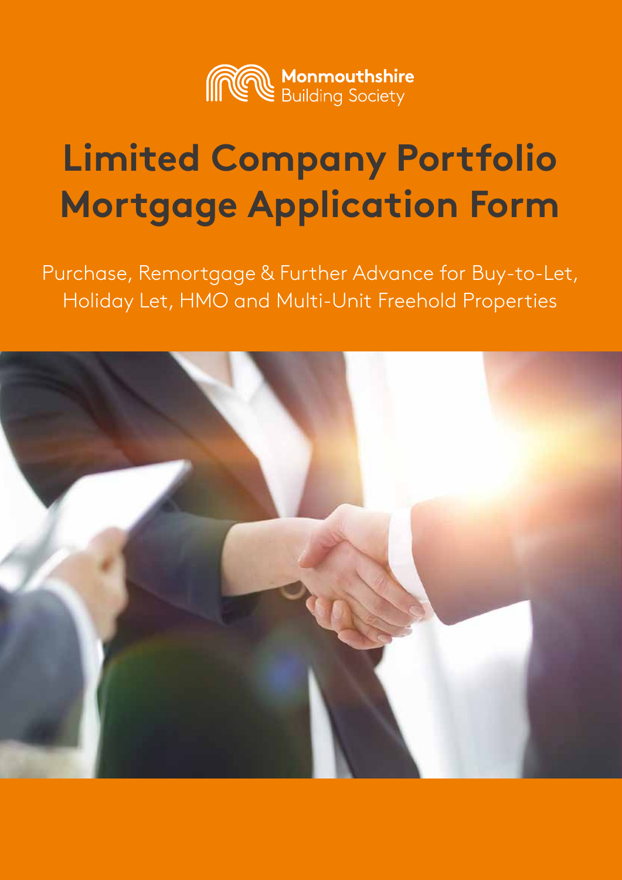Monmouthshire Building Society

# Limited Company Portfolio Mortgage Application Form

Purchase, Remortgage & Further Advance for Buy-to-Let, Holiday Let, HMO and Multi-Unit Freehold Properties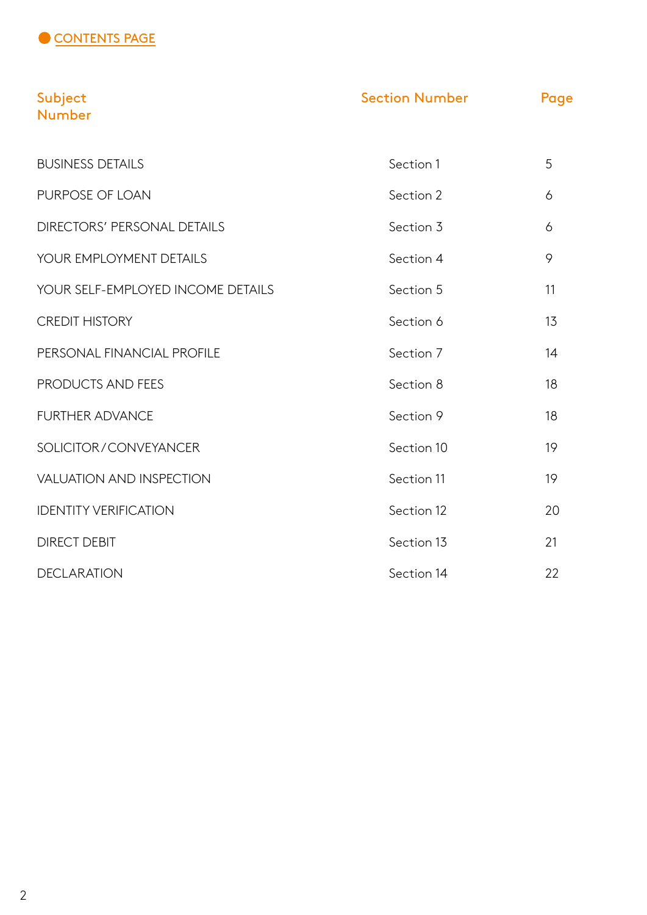## CONTENTS PAGE

| Subject Number | Section Number | Page |
| --- | --- | --- |
| BUSINESS DETAILS | Section 1 | 5 |
| PURPOSE OF LOAN | Section 2 | 6 |
| DIRECTORS' PERSONAL DETAILS | Section 3 | 6 |
| YOUR EMPLOYMENT DETAILS | Section 4 | 9 |
| YOUR SELF-EMPLOYED INCOME DETAILS | Section 5 | 11 |
| CREDIT HISTORY | Section 6 | 13 |
| PERSONAL FINANCIAL PROFILE | Section 7 | 14 |
| PRODUCTS AND FEES | Section 8 | 18 |
| FURTHER ADVANCE | Section 9 | 18 |
| SOLICITOR / CONVEYANCER | Section 10 | 19 |
| VALUATION AND INSPECTION | Section 11 | 19 |
| IDENTITY VERIFICATION | Section 12 | 20 |
| DIRECT DEBIT | Section 13 | 21 |
| DECLARATION | Section 14 | 22 |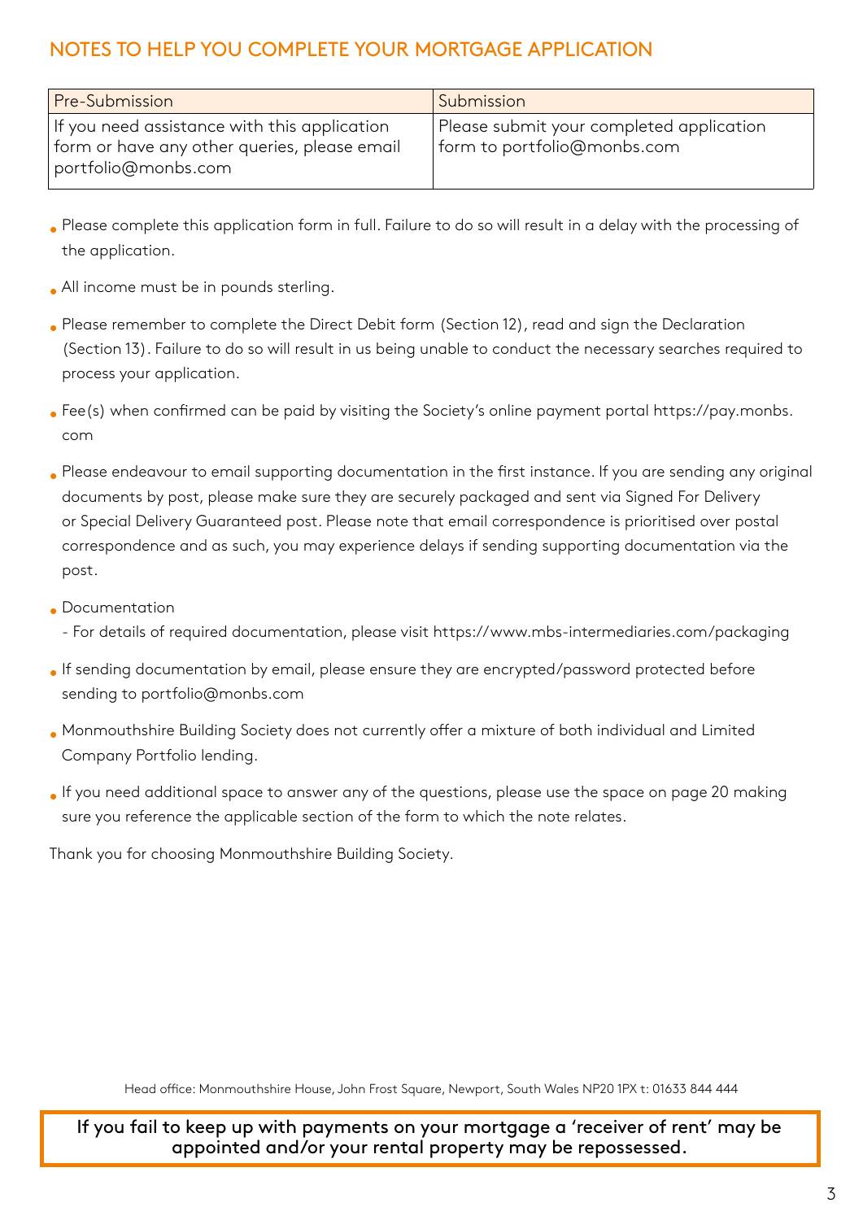## NOTES TO HELP YOU COMPLETE YOUR MORTGAGE APPLICATION

| Pre-Submission | Submission |
|---|---|
| If you need assistance with this application form or have any other queries, please email portfolio@monbs.com | Please submit your completed application form to portfolio@monbs.com |

- Please complete this application form in full. Failure to do so will result in a delay with the processing of the application.
- All income must be in pounds sterling.
- Please remember to complete the Direct Debit form (Section 12), read and sign the Declaration (Section 13). Failure to do so will result in us being unable to conduct the necessary searches required to process your application.
- Fee(s) when confirmed can be paid by visiting the Society's online payment portal https://pay.monbs.com
- Please endeavour to email supporting documentation in the first instance. If you are sending any original documents by post, please make sure they are securely packaged and sent via Signed For Delivery or Special Delivery Guaranteed post. Please note that email correspondence is prioritised over postal correspondence and as such, you may experience delays if sending supporting documentation via the post.
- Documentation
  - For details of required documentation, please visit https://www.mbs-intermediaries.com/packaging
- If sending documentation by email, please ensure they are encrypted/password protected before sending to portfolio@monbs.com
- Monmouthshire Building Society does not currently offer a mixture of both individual and Limited Company Portfolio lending.
- If you need additional space to answer any of the questions, please use the space on page 20 making sure you reference the applicable section of the form to which the note relates.

Thank you for choosing Monmouthshire Building Society.

Head office: Monmouthshire House, John Frost Square, Newport, South Wales NP20 1PX t: 01633 844 444

**If you fail to keep up with payments on your mortgage a 'receiver of rent' may be appointed and/or your rental property may be repossessed.**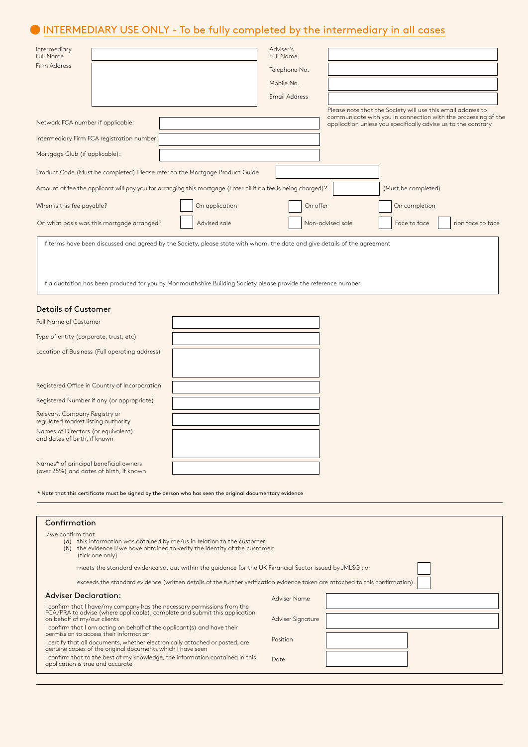## INTERMEDIARY USE ONLY - To be fully completed by the intermediary in all cases

| | | | |
|---|---|---|---|
| Intermediary Full Name | | Adviser's Full Name | |
| Firm Address | | Telephone No. | |
| | | Mobile No. | |
| | | Email Address | |

Please note that the Society will use this email address to communicate with you in connection with the processing of the application unless you specifically advise us to the contrary

Network FCA number if applicable:

Intermediary Firm FCA registration number:

Mortgage Club (if applicable):

Product Code (Must be completed) Please refer to the Mortgage Product Guide

Amount of fee the applicant will pay you for arranging this mortgage (Enter nil if no fee is being charged)? (Must be completed)

When is this fee payable? ☐ On application ☐ On offer ☐ On completion

On what basis was this mortgage arranged? ☐ Advised sale ☐ Non-advised sale ☐ Face to face ☐ non face to face

If terms have been discussed and agreed by the Society, please state with whom, the date and give details of the agreement

If a quotation has been produced for you by Monmouthshire Building Society please provide the reference number

### Details of Customer

| | |
|---|---|
| Full Name of Customer | |
| Type of entity (corporate, trust, etc) | |
| Location of Business (Full operating address) | |
| Registered Office in Country of Incorporation | |
| Registered Number if any (or appropriate) | |
| Relevant Company Registry or regulated market listing authority | |
| Names of Directors (or equivalent) and dates of birth, if known | |
| Names* of principal beneficial owners (over 25%) and dates of birth, if known | |

**\* Note that this certificate must be signed by the person who has seen the original documentary evidence**

### Confirmation

I/we confirm that

(a) this information was obtained by me/us in relation to the customer;

(b) the evidence I/we have obtained to verify the identity of the customer: (tick one only)

meets the standard evidence set out within the guidance for the UK Financial Sector issued by JMLSG ; or ☐

exceeds the standard evidence (written details of the further verification evidence taken are attached to this confirmation). ☐

### Adviser Declaration:

I confirm that I have/my company has the necessary permissions from the FCA/PRA to advise (where applicable), complete and submit this application on behalf of my/our clients

I confirm that I am acting on behalf of the applicant(s) and have their permission to access their information

I certify that all documents, whether electronically attached or posted, are genuine copies of the original documents which I have seen

I confirm that to the best of my knowledge, the information contained in this application is true and accurate

| | |
|---|---|
| Adviser Name | |
| Adviser Signature | |
| Position | |
| Date | |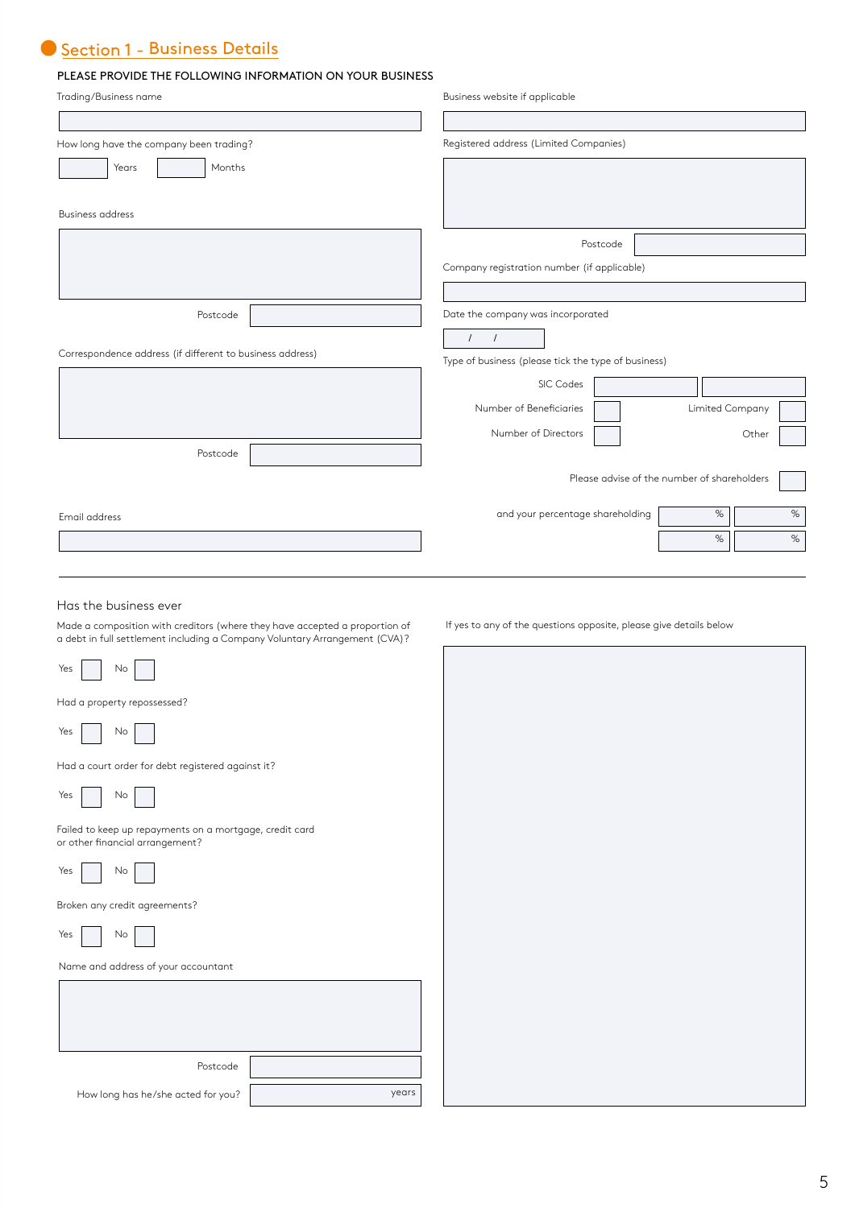## Section 1 - Business Details

PLEASE PROVIDE THE FOLLOWING INFORMATION ON YOUR BUSINESS

Trading/Business name

How long have the company been trading?

Years

Months

Business address

Postcode

Correspondence address (if different to business address)

Postcode

Email address

Business website if applicable

Registered address (Limited Companies)

Postcode

Company registration number (if applicable)

Date the company was incorporated

/ /

Type of business (please tick the type of business)

SIC Codes

Number of Beneficiaries

Limited Company

Number of Directors

Other

Please advise of the number of shareholders

and your percentage shareholding

% %

% %

---

Has the business ever

Made a composition with creditors (where they have accepted a proportion of a debt in full settlement including a Company Voluntary Arrangement (CVA)?

Yes No

Had a property repossessed?

Yes No

Had a court order for debt registered against it?

Yes No

Failed to keep up repayments on a mortgage, credit card or other financial arrangement?

Yes No

Broken any credit agreements?

Yes No

Name and address of your accountant

Postcode

How long has he/she acted for you?

years

If yes to any of the questions opposite, please give details below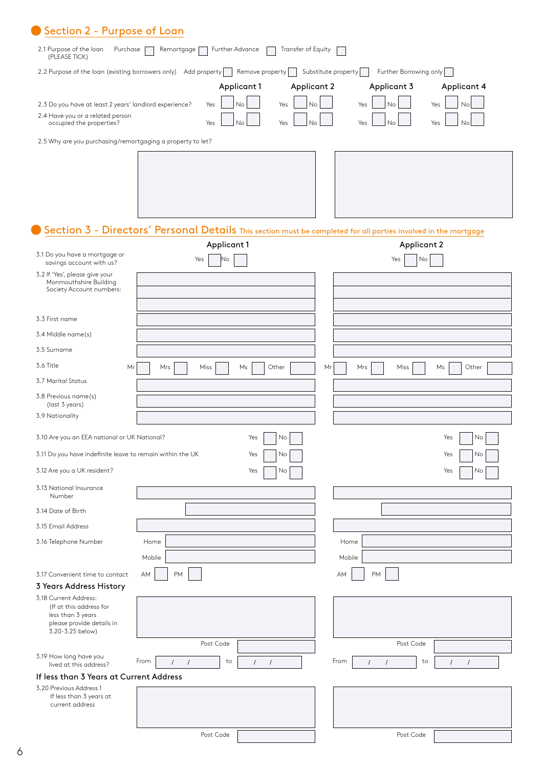## Section 2 - Purpose of Loan

2.1 Purpose of the loan (PLEASE TICK) Purchase ☐ Remortgage ☐ Further Advance ☐ Transfer of Equity ☐

2.2 Purpose of the loan (existing borrowers only) Add property ☐ Remove property ☐ Substitute property ☐ Further Borrowing only ☐

| | Applicant 1 | Applicant 2 | Applicant 3 | Applicant 4 |
|---|---|---|---|---|
| 2.3 Do you have at least 2 years' landlord experience? | Yes ☐ No ☐ | Yes ☐ No ☐ | Yes ☐ No ☐ | Yes ☐ No ☐ |
| 2.4 Have you or a related person occupied the properties? | Yes ☐ No ☐ | Yes ☐ No ☐ | Yes ☐ No ☐ | Yes ☐ No ☐ |

2.5 Why are you purchasing/remortgaging a property to let?

## Section 3 - Directors' Personal Details

This section must be completed for all parties involved in the mortgage

| | Applicant 1 | Applicant 2 |
|---|---|---|
| 3.1 Do you have a mortgage or savings account with us? | Yes ☐ No ☐ | Yes ☐ No ☐ |
| 3.2 If 'Yes', please give your Monmouthshire Building Society Account numbers: | | |
| 3.3 First name | | |
| 3.4 Middle name(s) | | |
| 3.5 Surname | | |
| 3.6 Title | Mr ☐ Mrs ☐ Miss ☐ Ms ☐ Other ☐ | Mr ☐ Mrs ☐ Miss ☐ Ms ☐ Other ☐ |
| 3.7 Marital Status | | |
| 3.8 Previous name(s) (last 3 years) | | |
| 3.9 Nationality | | |
| 3.10 Are you an EEA national or UK National? | Yes ☐ No ☐ | Yes ☐ No ☐ |
| 3.11 Do you have indefinite leave to remain within the UK | Yes ☐ No ☐ | Yes ☐ No ☐ |
| 3.12 Are you a UK resident? | Yes ☐ No ☐ | Yes ☐ No ☐ |
| 3.13 National Insurance Number | | |
| 3.14 Date of Birth | | |
| 3.15 Email Address | | |
| 3.16 Telephone Number | Home / Mobile | Home / Mobile |
| 3.17 Convenient time to contact | AM ☐ PM ☐ | AM ☐ PM ☐ |

### 3 Years Address History

| | Applicant 1 | Applicant 2 |
|---|---|---|
| 3.18 Current Address: (If at this address for less than 3 years please provide details in 3.20-3.25 below) | Post Code | Post Code |
| 3.19 How long have you lived at this address? | From / / to / / | From / / to / / |

### If less than 3 Years at Current Address

| | Applicant 1 | Applicant 2 |
|---|---|---|
| 3.20 Previous Address 1 If less than 3 years at current address | Post Code | Post Code |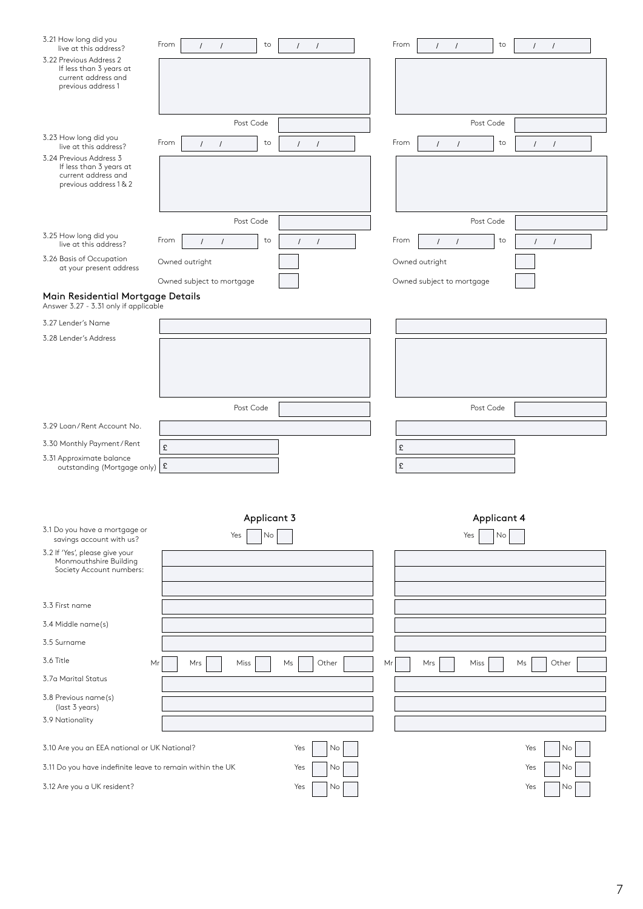| | | |
|---|---|---|
| 3.21 How long did you live at this address? | From / / to / / | From / / to / / |
| 3.22 Previous Address 2 If less than 3 years at current address and previous address 1 | | |
| | Post Code | Post Code |
| 3.23 How long did you live at this address? | From / / to / / | From / / to / / |
| 3.24 Previous Address 3 If less than 3 years at current address and previous address 1 & 2 | | |
| | Post Code | Post Code |
| 3.25 How long did you live at this address? | From / / to / / | From / / to / / |
| 3.26 Basis of Occupation at your present address | Owned outright ☐ | Owned outright ☐ |
| | Owned subject to mortgage ☐ | Owned subject to mortgage ☐ |

## Main Residential Mortgage Details

Answer 3.27 - 3.31 only if applicable

| | | |
|---|---|---|
| 3.27 Lender's Name | | |
| 3.28 Lender's Address | | |
| | Post Code | Post Code |
| 3.29 Loan/Rent Account No. | | |
| 3.30 Monthly Payment/Rent | £ | £ |
| 3.31 Approximate balance outstanding (Mortgage only) | £ | £ |

| | Applicant 3 | Applicant 4 |
|---|---|---|
| 3.1 Do you have a mortgage or savings account with us? | Yes ☐ No ☐ | Yes ☐ No ☐ |
| 3.2 If 'Yes', please give your Monmouthshire Building Society Account numbers: | | |
| 3.3 First name | | |
| 3.4 Middle name(s) | | |
| 3.5 Surname | | |
| 3.6 Title | Mr ☐ Mrs ☐ Miss ☐ Ms ☐ Other ☐ | Mr ☐ Mrs ☐ Miss ☐ Ms ☐ Other ☐ |
| 3.7a Marital Status | | |
| 3.8 Previous name(s) (last 3 years) | | |
| 3.9 Nationality | | |
| 3.10 Are you an EEA national or UK National? | Yes ☐ No ☐ | Yes ☐ No ☐ |
| 3.11 Do you have indefinite leave to remain within the UK | Yes ☐ No ☐ | Yes ☐ No ☐ |
| 3.12 Are you a UK resident? | Yes ☐ No ☐ | Yes ☐ No ☐ |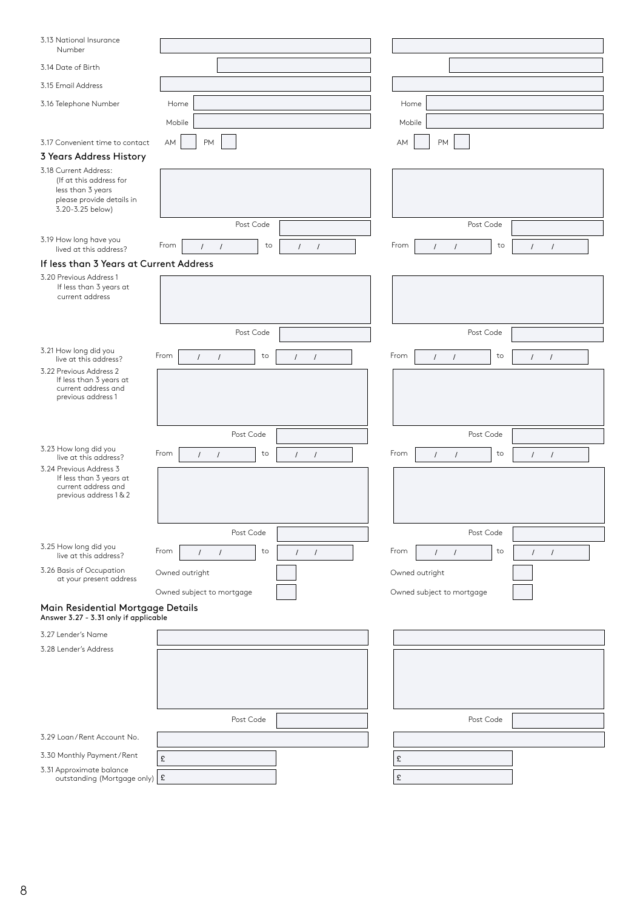3.13 National Insurance Number

3.14 Date of Birth

3.15 Email Address

3.16 Telephone Number — Home / Mobile (Applicant 1) — Home / Mobile (Applicant 2)

3.17 Convenient time to contact — AM ☐ PM ☐ (Applicant 1) — AM ☐ PM ☐ (Applicant 2)

## 3 Years Address History

3.18 Current Address:
(If at this address for less than 3 years please provide details in 3.20-3.25 below)

Post Code (Applicant 1) — Post Code (Applicant 2)

3.19 How long have you lived at this address? — From / / to / / (Applicant 1) — From / / to / / (Applicant 2)

## If less than 3 Years at Current Address

3.20 Previous Address 1
If less than 3 years at current address

Post Code (Applicant 1) — Post Code (Applicant 2)

3.21 How long did you live at this address? — From / / to / / (Applicant 1) — From / / to / / (Applicant 2)

3.22 Previous Address 2
If less than 3 years at current address and previous address 1

Post Code (Applicant 1) — Post Code (Applicant 2)

3.23 How long did you live at this address? — From / / to / / (Applicant 1) — From / / to / / (Applicant 2)

3.24 Previous Address 3
If less than 3 years at current address and previous address 1 & 2

Post Code (Applicant 1) — Post Code (Applicant 2)

3.25 How long did you live at this address? — From / / to / / (Applicant 1) — From / / to / / (Applicant 2)

3.26 Basis of Occupation at your present address

- Owned outright ☐ (Applicant 1) — Owned outright ☐ (Applicant 2)
- Owned subject to mortgage ☐ (Applicant 1) — Owned subject to mortgage ☐ (Applicant 2)

## Main Residential Mortgage Details

**Answer 3.27 - 3.31 only if applicable**

3.27 Lender's Name

3.28 Lender's Address

Post Code (Applicant 1) — Post Code (Applicant 2)

3.29 Loan/Rent Account No.

3.30 Monthly Payment/Rent — £ (Applicant 1) — £ (Applicant 2)

3.31 Approximate balance outstanding (Mortgage only) — £ (Applicant 1) — £ (Applicant 2)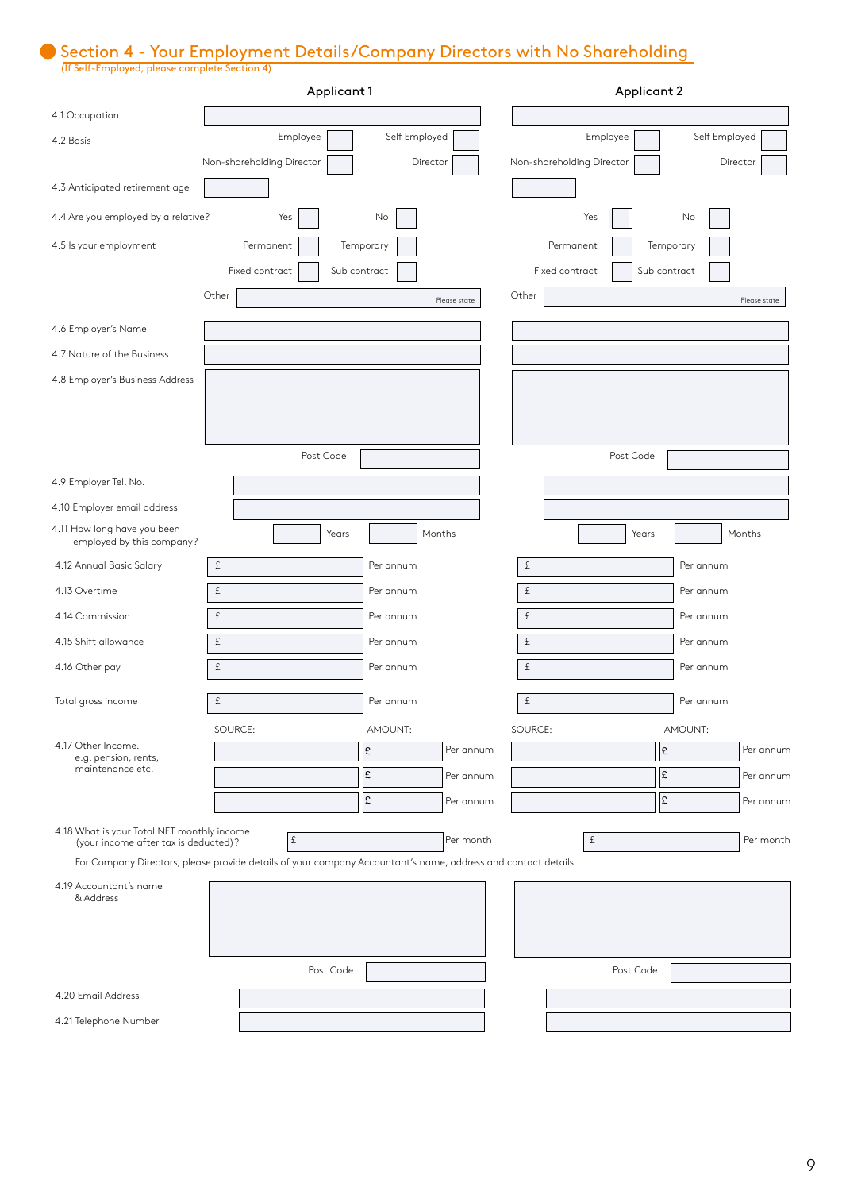## Section 4 - Your Employment Details/Company Directors with No Shareholding

(If Self-Employed, please complete Section 4)

| | Applicant 1 | Applicant 2 |
|---|---|---|
| 4.1 Occupation | | |
| 4.2 Basis | Employee ☐ Self Employed ☐ Non-shareholding Director ☐ Director ☐ | Employee ☐ Self Employed ☐ Non-shareholding Director ☐ Director ☐ |
| 4.3 Anticipated retirement age | | |
| 4.4 Are you employed by a relative? | Yes ☐ No ☐ | Yes ☐ No ☐ |
| 4.5 Is your employment | Permanent ☐ Temporary ☐ Fixed contract ☐ Sub contract ☐ Other (Please state) | Permanent ☐ Temporary ☐ Fixed contract ☐ Sub contract ☐ Other (Please state) |
| 4.6 Employer's Name | | |
| 4.7 Nature of the Business | | |
| 4.8 Employer's Business Address | Post Code | Post Code |
| 4.9 Employer Tel. No. | | |
| 4.10 Employer email address | | |
| 4.11 How long have you been employed by this company? | Years Months | Years Months |
| 4.12 Annual Basic Salary | £ Per annum | £ Per annum |
| 4.13 Overtime | £ Per annum | £ Per annum |
| 4.14 Commission | £ Per annum | £ Per annum |
| 4.15 Shift allowance | £ Per annum | £ Per annum |
| 4.16 Other pay | £ Per annum | £ Per annum |
| Total gross income | £ Per annum | £ Per annum |

| | SOURCE: | AMOUNT: | SOURCE: | AMOUNT: |
|---|---|---|---|---|
| 4.17 Other Income. e.g. pension, rents, maintenance etc. | | £ Per annum | | £ Per annum |
| | | £ Per annum | | £ Per annum |
| | | £ Per annum | | £ Per annum |

| | Applicant 1 | Applicant 2 |
|---|---|---|
| 4.18 What is your Total NET monthly income (your income after tax is deducted)? | £ Per month | £ Per month |

For Company Directors, please provide details of your company Accountant's name, address and contact details

| | Applicant 1 | Applicant 2 |
|---|---|---|
| 4.19 Accountant's name & Address | Post Code | Post Code |
| 4.20 Email Address | | |
| 4.21 Telephone Number | | |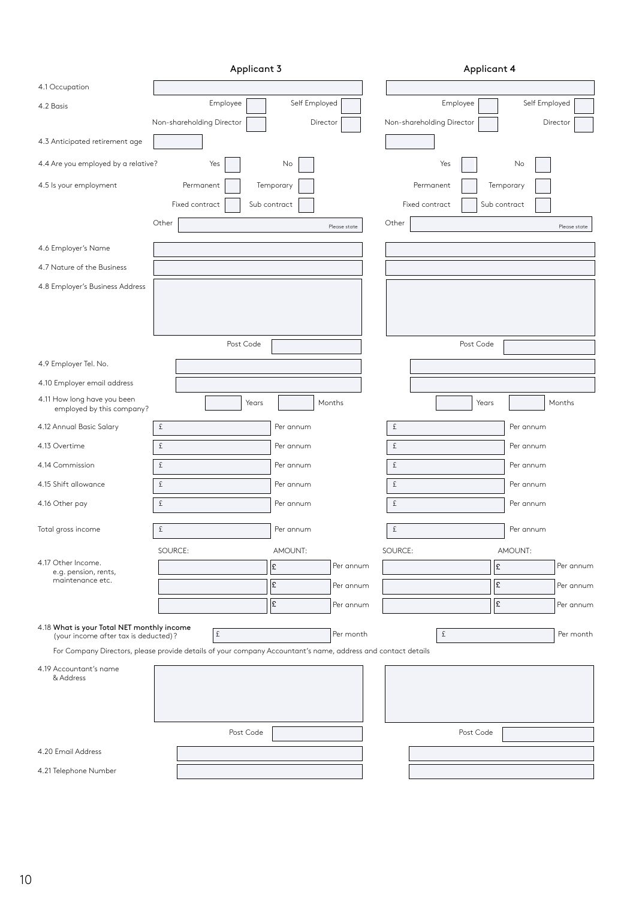| | Applicant 3 | Applicant 4 |
|---|---|---|
| 4.1 Occupation | | |
| 4.2 Basis | Employee ☐ Self Employed ☐<br>Non-shareholding Director ☐ Director ☐ | Employee ☐ Self Employed ☐<br>Non-shareholding Director ☐ Director ☐ |
| 4.3 Anticipated retirement age | | |
| 4.4 Are you employed by a relative? | Yes ☐ No ☐ | Yes ☐ No ☐ |
| 4.5 Is your employment | Permanent ☐ Temporary ☐<br>Fixed contract ☐ Sub contract ☐<br>Other (Please state) | Permanent ☐ Temporary ☐<br>Fixed contract ☐ Sub contract ☐<br>Other (Please state) |
| 4.6 Employer's Name | | |
| 4.7 Nature of the Business | | |
| 4.8 Employer's Business Address | <br><br>Post Code | <br><br>Post Code |
| 4.9 Employer Tel. No. | | |
| 4.10 Employer email address | | |
| 4.11 How long have you been employed by this company? | Years Months | Years Months |
| 4.12 Annual Basic Salary | £ Per annum | £ Per annum |
| 4.13 Overtime | £ Per annum | £ Per annum |
| 4.14 Commission | £ Per annum | £ Per annum |
| 4.15 Shift allowance | £ Per annum | £ Per annum |
| 4.16 Other pay | £ Per annum | £ Per annum |
| Total gross income | £ Per annum | £ Per annum |

| | Applicant 3 SOURCE: | Applicant 3 AMOUNT: | Applicant 4 SOURCE: | Applicant 4 AMOUNT: |
|---|---|---|---|---|
| 4.17 Other Income.<br>e.g. pension, rents, maintenance etc. | | £ Per annum | | £ Per annum |
| | | £ Per annum | | £ Per annum |
| | | £ Per annum | | £ Per annum |

| | Applicant 3 | Applicant 4 |
|---|---|---|
| 4.18 **What is your Total NET monthly income** (your income after tax is deducted)? | £ Per month | £ Per month |

For Company Directors, please provide details of your company Accountant's name, address and contact details

| | Applicant 3 | Applicant 4 |
|---|---|---|
| 4.19 Accountant's name & Address | <br><br>Post Code | <br><br>Post Code |
| 4.20 Email Address | | |
| 4.21 Telephone Number | | |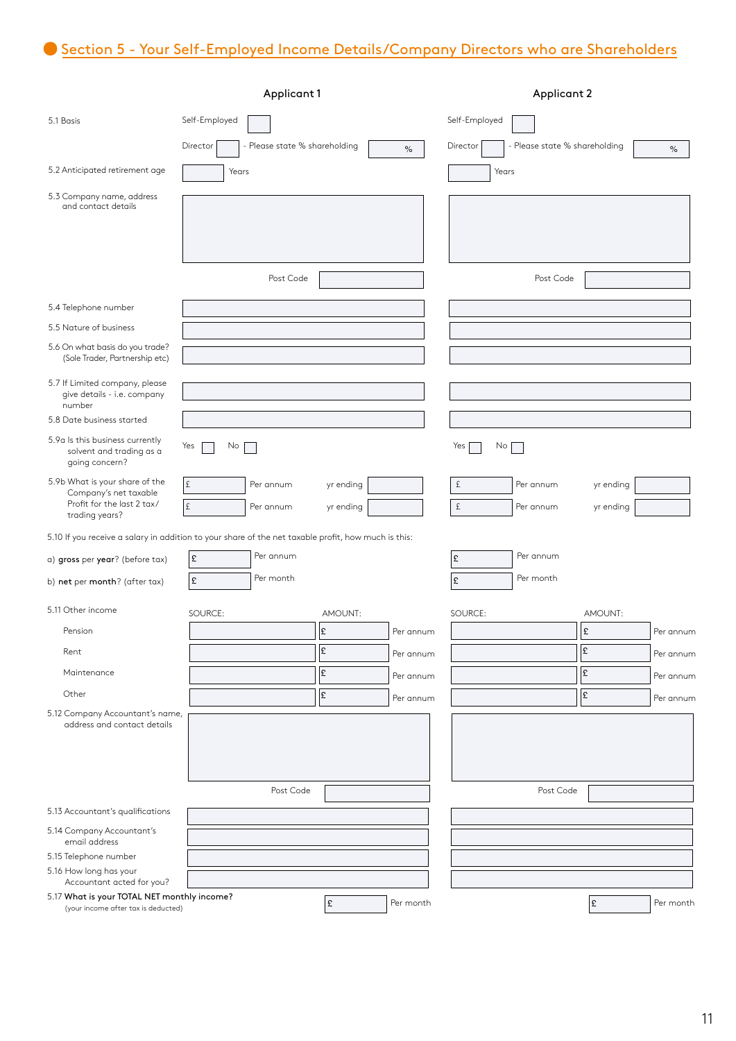## Section 5 - Your Self-Employed Income Details/Company Directors who are Shareholders

| | Applicant 1 | Applicant 2 |
|---|---|---|
| 5.1 Basis | Self-Employed ☐ | Self-Employed ☐ |
| | Director ☐ - Please state % shareholding ___ % | Director ☐ - Please state % shareholding ___ % |
| 5.2 Anticipated retirement age | ___ Years | ___ Years |
| 5.3 Company name, address and contact details | | |
| | Post Code | Post Code |
| 5.4 Telephone number | | |
| 5.5 Nature of business | | |
| 5.6 On what basis do you trade? (Sole Trader, Partnership etc) | | |
| 5.7 If Limited company, please give details - i.e. company number | | |
| 5.8 Date business started | | |
| 5.9a Is this business currently solvent and trading as a going concern? | Yes ☐ No ☐ | Yes ☐ No ☐ |
| 5.9b What is your share of the Company's net taxable Profit for the last 2 tax/ trading years? | £ ___ Per annum yr ending ___ | £ ___ Per annum yr ending ___ |
| | £ ___ Per annum yr ending ___ | £ ___ Per annum yr ending ___ |

5.10 If you receive a salary in addition to your share of the net taxable profit, how much is this:

| | Applicant 1 | Applicant 2 |
|---|---|---|
| a) **gross** per **year**? (before tax) | £ ___ Per annum | £ ___ Per annum |
| b) **net** per **month**? (after tax) | £ ___ Per month | £ ___ Per month |

| 5.11 Other income | SOURCE: | AMOUNT: | SOURCE: | AMOUNT: |
|---|---|---|---|---|
| Pension | | £ ___ Per annum | | £ ___ Per annum |
| Rent | | £ ___ Per annum | | £ ___ Per annum |
| Maintenance | | £ ___ Per annum | | £ ___ Per annum |
| Other | | £ ___ Per annum | | £ ___ Per annum |

| | Applicant 1 | Applicant 2 |
|---|---|---|
| 5.12 Company Accountant's name, address and contact details | | |
| | Post Code | Post Code |
| 5.13 Accountant's qualifications | | |
| 5.14 Company Accountant's email address | | |
| 5.15 Telephone number | | |
| 5.16 How long has your Accountant acted for you? | | |
| 5.17 **What is your TOTAL NET monthly income?** (your income after tax is deducted) | £ ___ Per month | £ ___ Per month |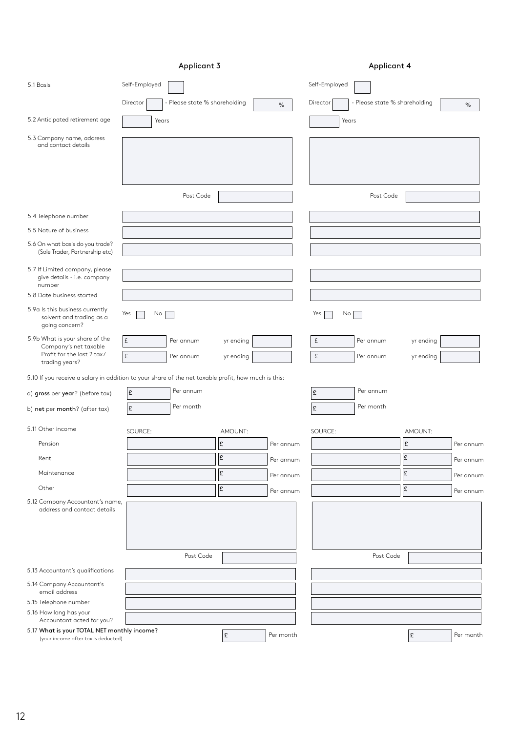| | Applicant 3 | Applicant 4 |
|---|---|---|
| 5.1 Basis | Self-Employed ☐ | Self-Employed ☐ |
| | Director ☐ - Please state % shareholding % | Director ☐ - Please state % shareholding % |
| 5.2 Anticipated retirement age | Years | Years |
| 5.3 Company name, address and contact details | | |
| | Post Code | Post Code |
| 5.4 Telephone number | | |
| 5.5 Nature of business | | |
| 5.6 On what basis do you trade? (Sole Trader, Partnership etc) | | |
| 5.7 If Limited company, please give details - i.e. company number | | |
| 5.8 Date business started | | |
| 5.9a Is this business currently solvent and trading as a going concern? | Yes ☐ No ☐ | Yes ☐ No ☐ |
| 5.9b What is your share of the Company's net taxable Profit for the last 2 tax/ trading years? | £ Per annum yr ending | £ Per annum yr ending |
| | £ Per annum yr ending | £ Per annum yr ending |

5.10 If you receive a salary in addition to your share of the net taxable profit, how much is this:

| | Applicant 3 | Applicant 4 |
|---|---|---|
| a) **gross** per **year**? (before tax) | £ Per annum | £ Per annum |
| b) **net** per **month**? (after tax) | £ Per month | £ Per month |

| 5.11 Other income | SOURCE: | AMOUNT: | SOURCE: | AMOUNT: |
|---|---|---|---|---|
| Pension | | £ Per annum | | £ Per annum |
| Rent | | £ Per annum | | £ Per annum |
| Maintenance | | £ Per annum | | £ Per annum |
| Other | | £ Per annum | | £ Per annum |

| | Applicant 3 | Applicant 4 |
|---|---|---|
| 5.12 Company Accountant's name, address and contact details | | |
| | Post Code | Post Code |
| 5.13 Accountant's qualifications | | |
| 5.14 Company Accountant's email address | | |
| 5.15 Telephone number | | |
| 5.16 How long has your Accountant acted for you? | | |
| 5.17 **What is your TOTAL NET monthly income?** (your income after tax is deducted) | £ Per month | £ Per month |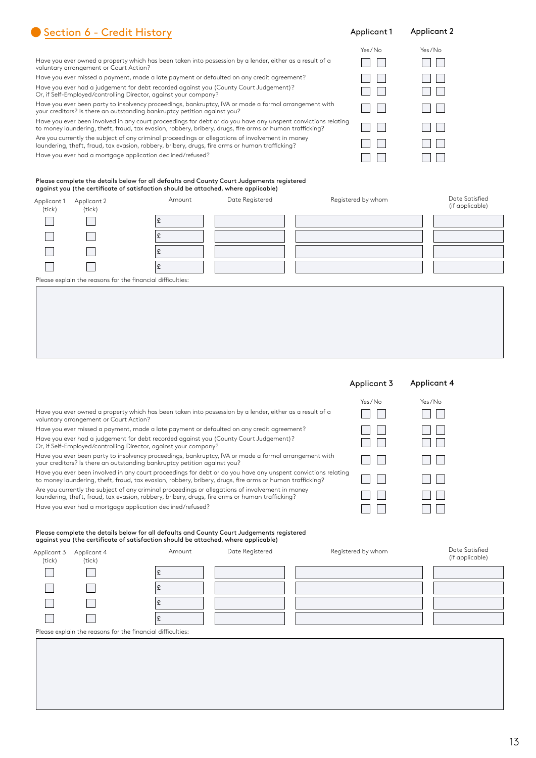## Section 6 - Credit History

| | Applicant 1 Yes/No | | Applicant 2 Yes/No | |
|---|---|---|---|---|
| Have you ever owned a property which has been taken into possession by a lender, either as a result of a voluntary arrangement or Court Action? | ☐ | ☐ | ☐ | ☐ |
| Have you ever missed a payment, made a late payment or defaulted on any credit agreement? | ☐ | ☐ | ☐ | ☐ |
| Have you ever had a judgement for debt recorded against you (County Court Judgement)? Or, if Self-Employed/controlling Director, against your company? | ☐ | ☐ | ☐ | ☐ |
| Have you ever been party to insolvency proceedings, bankruptcy, IVA or made a formal arrangement with your creditors? Is there an outstanding bankruptcy petition against you? | ☐ | ☐ | ☐ | ☐ |
| Have you ever been involved in any court proceedings for debt or do you have any unspent convictions relating to money laundering, theft, fraud, tax evasion, robbery, bribery, drugs, fire arms or human trafficking? | ☐ | ☐ | ☐ | ☐ |
| Are you currently the subject of any criminal proceedings or allegations of involvement in money laundering, theft, fraud, tax evasion, robbery, bribery, drugs, fire arms or human trafficking? | ☐ | ☐ | ☐ | ☐ |
| Have you ever had a mortgage application declined/refused? | ☐ | ☐ | ☐ | ☐ |

**Please complete the details below for all defaults and County Court Judgements registered against you (the certificate of satisfaction should be attached, where applicable)**

| Applicant 1 (tick) | Applicant 2 (tick) | Amount | Date Registered | Registered by whom | Date Satisfied (if applicable) |
|---|---|---|---|---|---|
| ☐ | ☐ | £ | | | |
| ☐ | ☐ | £ | | | |
| ☐ | ☐ | £ | | | |
| ☐ | ☐ | £ | | | |

Please explain the reasons for the financial difficulties:

| |
|---|
| |

| | Applicant 3 Yes/No | | Applicant 4 Yes/No | |
|---|---|---|---|---|
| Have you ever owned a property which has been taken into possession by a lender, either as a result of a voluntary arrangement or Court Action? | ☐ | ☐ | ☐ | ☐ |
| Have you ever missed a payment, made a late payment or defaulted on any credit agreement? | ☐ | ☐ | ☐ | ☐ |
| Have you ever had a judgement for debt recorded against you (County Court Judgement)? Or, if Self-Employed/controlling Director, against your company? | ☐ | ☐ | ☐ | ☐ |
| Have you ever been party to insolvency proceedings, bankruptcy, IVA or made a formal arrangement with your creditors? Is there an outstanding bankruptcy petition against you? | ☐ | ☐ | ☐ | ☐ |
| Have you ever been involved in any court proceedings for debt or do you have any unspent convictions relating to money laundering, theft, fraud, tax evasion, robbery, bribery, drugs, fire arms or human trafficking? | ☐ | ☐ | ☐ | ☐ |
| Are you currently the subject of any criminal proceedings or allegations of involvement in money laundering, theft, fraud, tax evasion, robbery, bribery, drugs, fire arms or human trafficking? | ☐ | ☐ | ☐ | ☐ |
| Have you ever had a mortgage application declined/refused? | ☐ | ☐ | ☐ | ☐ |

**Please complete the details below for all defaults and County Court Judgements registered against you (the certificate of satisfaction should be attached, where applicable)**

| Applicant 3 (tick) | Applicant 4 (tick) | Amount | Date Registered | Registered by whom | Date Satisfied (if applicable) |
|---|---|---|---|---|---|
| ☐ | ☐ | £ | | | |
| ☐ | ☐ | £ | | | |
| ☐ | ☐ | £ | | | |
| ☐ | ☐ | £ | | | |

Please explain the reasons for the financial difficulties:

| |
|---|
| |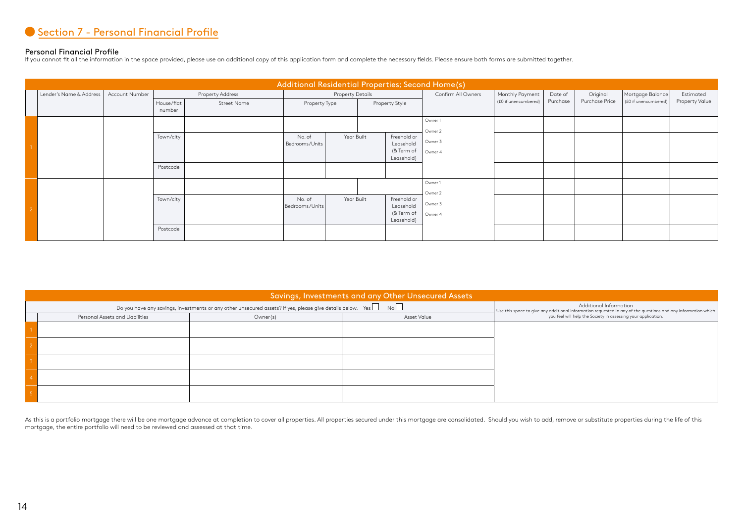## Section 7 - Personal Financial Profile

### Personal Financial Profile

If you cannot fit all the information in the space provided, please use an additional copy of this application form and complete the necessary fields. Please ensure both forms are submitted together.

**Additional Residential Properties; Second Home(s)**

| | Lender's Name & Address | Account Number | Property Address | | Property Details | | | Confirm All Owners | Monthly Payment (£0 if unencumbered) | Date of Purchase | Original Purchase Price | Mortgage Balance (£0 if unencumbered) | Estimated Property Value |
|---|---|---|---|---|---|---|---|---|---|---|---|---|---|
| | | | House/flat number | Street Name | Property Type | | Property Style | | | | | | |
| 1 | | | | | | | | Owner 1<br>Owner 2<br>Owner 3<br>Owner 4 | | | | | |
| | | | Town/city | | No. of Bedrooms/Units | Year Built | Freehold or Leasehold (& Term of Leasehold) | | | | | | |
| | | | Postcode | | | | | | | | | | |
| 2 | | | | | | | | Owner 1<br>Owner 2<br>Owner 3<br>Owner 4 | | | | | |
| | | | Town/city | | No. of Bedrooms/Units | Year Built | Freehold or Leasehold (& Term of Leasehold) | | | | | | |
| | | | Postcode | | | | | | | | | | |

**Savings, Investments and any Other Unsecured Assets**

Do you have any savings, investments or any other unsecured assets? If yes, please give details below. Yes ☐ No ☐

| | Personal Assets and Liabilities | Owner(s) | Asset Value |
|---|---|---|---|
| 1 | | | |
| 2 | | | |
| 3 | | | |
| 4 | | | |
| 5 | | | |

**Additional Information**

Use this space to give any additional information requested in any of the questions and any information which you feel will help the Society in assessing your application.

As this is a portfolio mortgage there will be one mortgage advance at completion to cover all properties. All properties secured under this mortgage are consolidated. Should you wish to add, remove or substitute properties during the life of this mortgage, the entire portfolio will need to be reviewed and assessed at that time.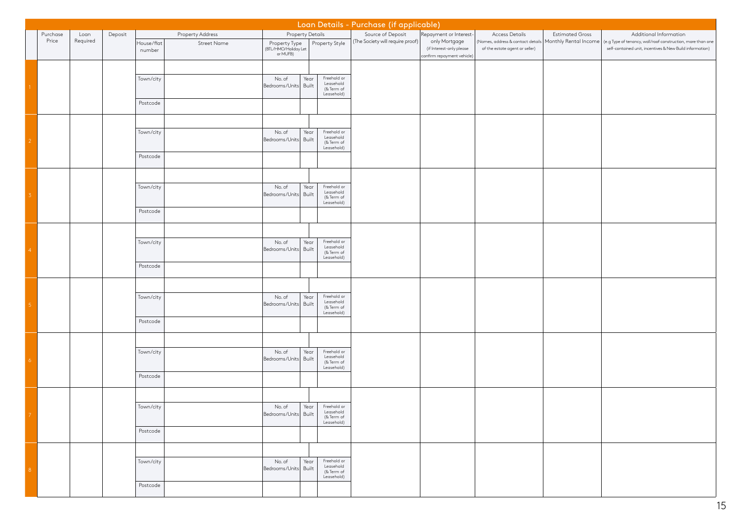## Loan Details - Purchase (if applicable)

| | Purchase Price | Loan Required | Deposit | Property Address | | Property Details | | | Source of Deposit (The Society will require proof) | Repayment or Interest-only Mortgage (if Interest-only please confirm repayment vehicle) | Access Details (Names, address & contact details of the estate agent or seller) | Estimated Gross Monthly Rental Income | Additional Information (e.g Type of tenancy, wall/roof construction, more than one self-contained unit, incentives & New Build information) |
|---|---|---|---|---|---|---|---|---|---|---|---|---|---|
| | | | | House/flat number | Street Name | Property Type (BTL/HMO/Holiday Let or MUFB) | | Property Style | | | | | |
| 1 | | | | | | | | | | | | | |
| | | | | Town/city | | No. of Bedrooms/Units | Year Built | Freehold or Leasehold (& Term of Leasehold) | | | | | |
| | | | | Postcode | | | | | | | | | |
| 2 | | | | | | | | | | | | | |
| | | | | Town/city | | No. of Bedrooms/Units | Year Built | Freehold or Leasehold (& Term of Leasehold) | | | | | |
| | | | | Postcode | | | | | | | | | |
| 3 | | | | | | | | | | | | | |
| | | | | Town/city | | No. of Bedrooms/Units | Year Built | Freehold or Leasehold (& Term of Leasehold) | | | | | |
| | | | | Postcode | | | | | | | | | |
| 4 | | | | | | | | | | | | | |
| | | | | Town/city | | No. of Bedrooms/Units | Year Built | Freehold or Leasehold (& Term of Leasehold) | | | | | |
| | | | | Postcode | | | | | | | | | |
| 5 | | | | | | | | | | | | | |
| | | | | Town/city | | No. of Bedrooms/Units | Year Built | Freehold or Leasehold (& Term of Leasehold) | | | | | |
| | | | | Postcode | | | | | | | | | |
| 6 | | | | | | | | | | | | | |
| | | | | Town/city | | No. of Bedrooms/Units | Year Built | Freehold or Leasehold (& Term of Leasehold) | | | | | |
| | | | | Postcode | | | | | | | | | |
| 7 | | | | | | | | | | | | | |
| | | | | Town/city | | No. of Bedrooms/Units | Year Built | Freehold or Leasehold (& Term of Leasehold) | | | | | |
| | | | | Postcode | | | | | | | | | |
| 8 | | | | | | | | | | | | | |
| | | | | Town/city | | No. of Bedrooms/Units | Year Built | Freehold or Leasehold (& Term of Leasehold) | | | | | |
| | | | | Postcode | | | | | | | | | |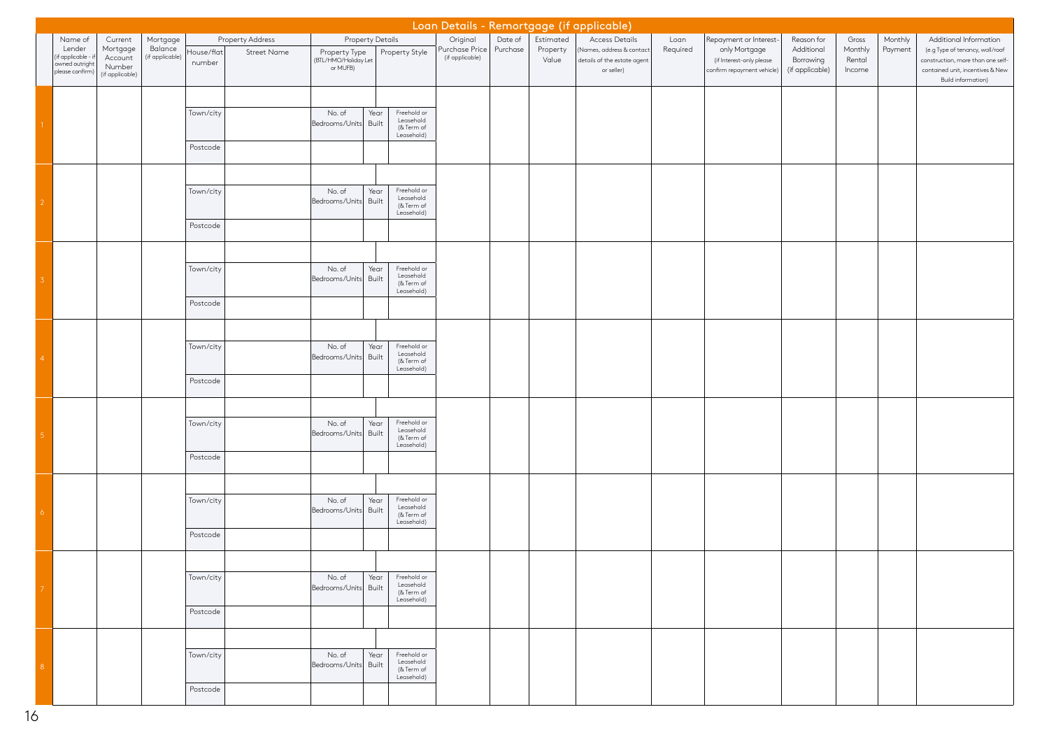## Loan Details - Remortgage (if applicable)

| | Name of Lender (if applicable - if owned outright please confirm) | Current Mortgage Account Number (if applicable) | Mortgage Balance (if applicable) | Property Address | | Property Details | | | Original Purchase Price (if applicable) | Date of Purchase | Estimated Property Value | Access Details (Names, address & contact details of the estate agent or seller) | Loan Required | Repayment or Interest-only Mortgage (if Interest-only please confirm repayment vehicle) | Reason for Additional Borrowing (if applicable) | Gross Monthly Rental Income | Monthly Payment | Additional Information (e.g Type of tenancy, wall/roof construction, more than one self-contained unit, incentives & New Build information) |
|---|---|---|---|---|---|---|---|---|---|---|---|---|---|---|---|---|---|---|
| | | | | House/flat number | Street Name | Property Type (BTL/HMO/Holiday Let or MUFB) | | Property Style | | | | | | | | | | |
| 1 | | | | | | | | | | | | | | | | | | |
| | | | | Town/city | | No. of Bedrooms/Units | Year Built | Freehold or Leasehold (& Term of Leasehold) | | | | | | | | | | |
| | | | | Postcode | | | | | | | | | | | | | | |
| 2 | | | | | | | | | | | | | | | | | | |
| | | | | Town/city | | No. of Bedrooms/Units | Year Built | Freehold or Leasehold (& Term of Leasehold) | | | | | | | | | | |
| | | | | Postcode | | | | | | | | | | | | | | |
| 3 | | | | | | | | | | | | | | | | | | |
| | | | | Town/city | | No. of Bedrooms/Units | Year Built | Freehold or Leasehold (& Term of Leasehold) | | | | | | | | | | |
| | | | | Postcode | | | | | | | | | | | | | | |
| 4 | | | | | | | | | | | | | | | | | | |
| | | | | Town/city | | No. of Bedrooms/Units | Year Built | Freehold or Leasehold (& Term of Leasehold) | | | | | | | | | | |
| | | | | Postcode | | | | | | | | | | | | | | |
| 5 | | | | | | | | | | | | | | | | | | |
| | | | | Town/city | | No. of Bedrooms/Units | Year Built | Freehold or Leasehold (& Term of Leasehold) | | | | | | | | | | |
| | | | | Postcode | | | | | | | | | | | | | | |
| 6 | | | | | | | | | | | | | | | | | | |
| | | | | Town/city | | No. of Bedrooms/Units | Year Built | Freehold or Leasehold (& Term of Leasehold) | | | | | | | | | | |
| | | | | Postcode | | | | | | | | | | | | | | |
| 7 | | | | | | | | | | | | | | | | | | |
| | | | | Town/city | | No. of Bedrooms/Units | Year Built | Freehold or Leasehold (& Term of Leasehold) | | | | | | | | | | |
| | | | | Postcode | | | | | | | | | | | | | | |
| 8 | | | | | | | | | | | | | | | | | | |
| | | | | Town/city | | No. of Bedrooms/Units | Year Built | Freehold or Leasehold (& Term of Leasehold) | | | | | | | | | | |
| | | | | Postcode | | | | | | | | | | | | | | |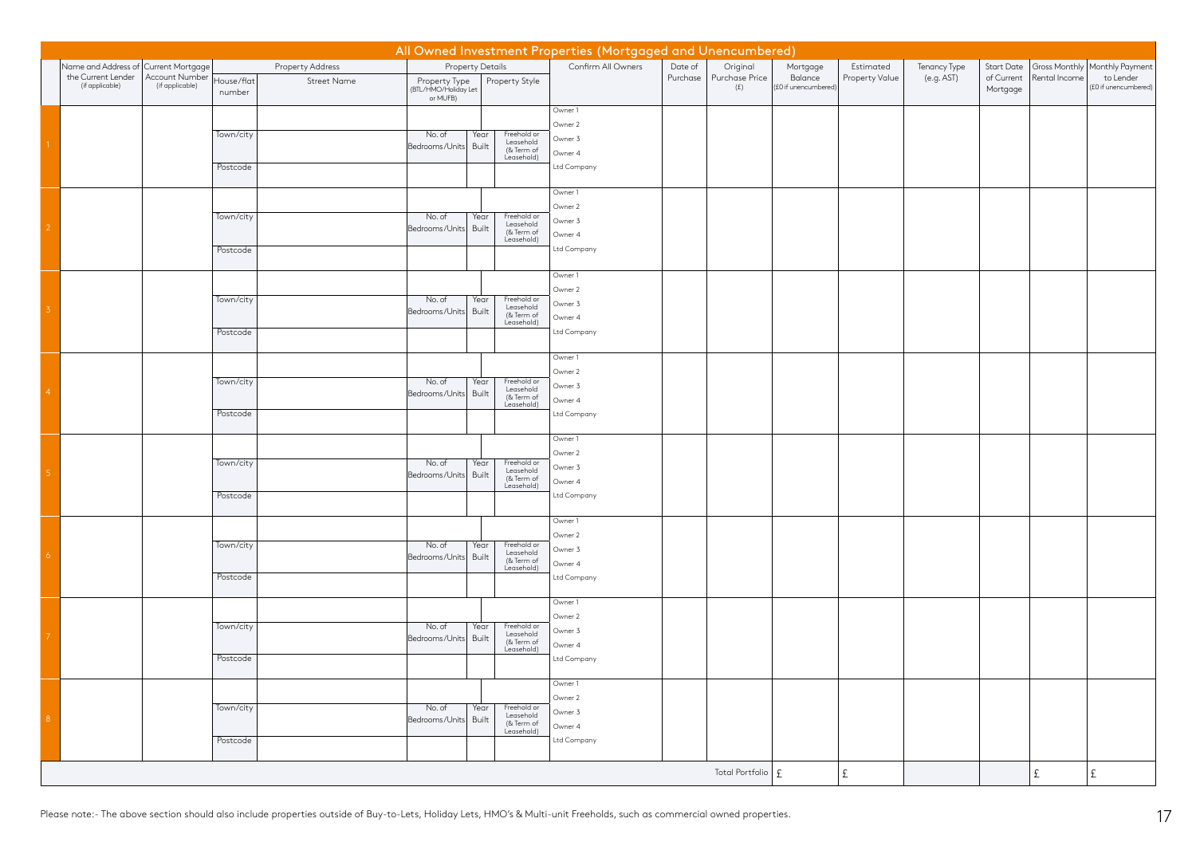## All Owned Investment Properties (Mortgaged and Unencumbered)

| | Name and Address of the Current Lender (if applicable) | Current Mortgage Account Number (if applicable) | Property Address | | Property Details | | | Confirm All Owners | Date of Purchase | Original Purchase Price (£) | Mortgage Balance (£0 if unencumbered) | Estimated Property Value | Tenancy Type (e.g. AST) | Start Date of Current Mortgage | Gross Monthly Rental Income | Monthly Payment to Lender (£0 if unencumbered) |
|---|---|---|---|---|---|---|---|---|---|---|---|---|---|---|---|---|
| | | | House/flat number | Street Name | Property Type (BTL/HMO/Holiday Let or MUFB) | | Property Style | | | | | | | | | |
| 1 | | | Town/city | | No. of Bedrooms/Units | Year Built | Freehold or Leasehold (& Term of Leasehold) | Owner 1<br>Owner 2<br>Owner 3<br>Owner 4<br>Ltd Company | | | | | | | | |
| | | | Postcode | | | | | | | | | | | | | |
| 2 | | | Town/city | | No. of Bedrooms/Units | Year Built | Freehold or Leasehold (& Term of Leasehold) | Owner 1<br>Owner 2<br>Owner 3<br>Owner 4<br>Ltd Company | | | | | | | | |
| | | | Postcode | | | | | | | | | | | | | |
| 3 | | | Town/city | | No. of Bedrooms/Units | Year Built | Freehold or Leasehold (& Term of Leasehold) | Owner 1<br>Owner 2<br>Owner 3<br>Owner 4<br>Ltd Company | | | | | | | | |
| | | | Postcode | | | | | | | | | | | | | |
| 4 | | | Town/city | | No. of Bedrooms/Units | Year Built | Freehold or Leasehold (& Term of Leasehold) | Owner 1<br>Owner 2<br>Owner 3<br>Owner 4<br>Ltd Company | | | | | | | | |
| | | | Postcode | | | | | | | | | | | | | |
| 5 | | | Town/city | | No. of Bedrooms/Units | Year Built | Freehold or Leasehold (& Term of Leasehold) | Owner 1<br>Owner 2<br>Owner 3<br>Owner 4<br>Ltd Company | | | | | | | | |
| | | | Postcode | | | | | | | | | | | | | |
| 6 | | | Town/city | | No. of Bedrooms/Units | Year Built | Freehold or Leasehold (& Term of Leasehold) | Owner 1<br>Owner 2<br>Owner 3<br>Owner 4<br>Ltd Company | | | | | | | | |
| | | | Postcode | | | | | | | | | | | | | |
| 7 | | | Town/city | | No. of Bedrooms/Units | Year Built | Freehold or Leasehold (& Term of Leasehold) | Owner 1<br>Owner 2<br>Owner 3<br>Owner 4<br>Ltd Company | | | | | | | | |
| | | | Postcode | | | | | | | | | | | | | |
| 8 | | | Town/city | | No. of Bedrooms/Units | Year Built | Freehold or Leasehold (& Term of Leasehold) | Owner 1<br>Owner 2<br>Owner 3<br>Owner 4<br>Ltd Company | | | | | | | | |
| | | | Postcode | | | | | | | | | | | | | |
| | | | | | | | | | | Total Portfolio | £ | £ | | | £ | £ |

Please note:- The above section should also include properties outside of Buy-to-Lets, Holiday Lets, HMO's & Multi-unit Freeholds, such as commercial owned properties.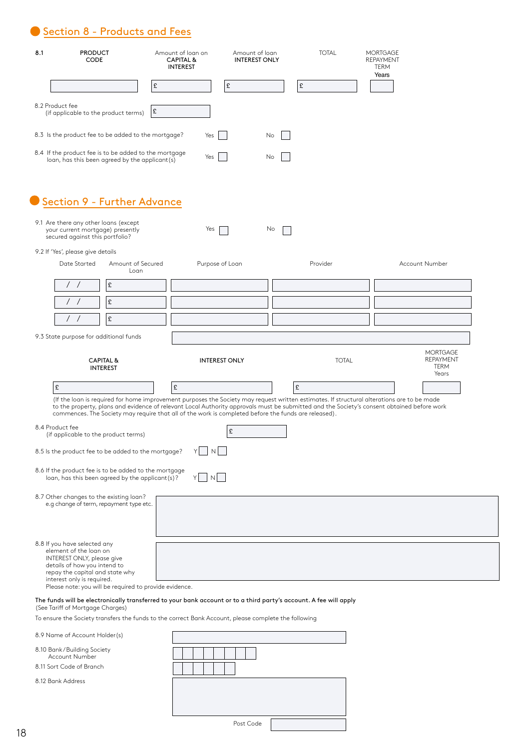## Section 8 - Products and Fees

| 8.1 | PRODUCT CODE | Amount of loan on CAPITAL & INTEREST | Amount of loan INTEREST ONLY | TOTAL | MORTGAGE REPAYMENT TERM Years |
|---|---|---|---|---|---|
| | | £ | £ | £ | |

8.2 Product fee
(if applicable to the product terms) £

8.3 Is the product fee to be added to the mortgage? Yes ☐ No ☐

8.4 If the product fee is to be added to the mortgage loan, has this been agreed by the applicant(s) Yes ☐ No ☐

## Section 9 - Further Advance

9.1 Are there any other loans (except your current mortgage) presently secured against this portfolio? Yes ☐ No ☐

9.2 If 'Yes', please give details

| Date Started | Amount of Secured Loan | Purpose of Loan | Provider | Account Number |
|---|---|---|---|---|
| / / | £ | | | |
| / / | £ | | | |
| / / | £ | | | |

9.3 State purpose for additional funds

| CAPITAL & INTEREST | INTEREST ONLY | TOTAL | MORTGAGE REPAYMENT TERM Years |
|---|---|---|---|
| £ | £ | £ | |

(If the loan is required for home improvement purposes the Society may request written estimates. If structural alterations are to be made to the property, plans and evidence of relevant Local Authority approvals must be submitted and the Society's consent obtained before work commences. The Society may require that all of the work is completed before the funds are released).

8.4 Product fee
(if applicable to the product terms) £

8.5 Is the product fee to be added to the mortgage? Y ☐ N ☐

8.6 If the product fee is to be added to the mortgage loan, has this been agreed by the applicant(s)? Y ☐ N ☐

8.7 Other changes to the existing loan?
e.g change of term, repayment type etc.

8.8 If you have selected any element of the loan on INTEREST ONLY, please give details of how you intend to repay the capital and state why interest only is required.
Please note: you will be required to provide evidence.

**The funds will be electronically transferred to your bank account or to a third party's account. A fee will apply**
(See Tariff of Mortgage Charges)

To ensure the Society transfers the funds to the correct Bank Account, please complete the following

8.9 Name of Account Holder(s)

8.10 Bank/Building Society Account Number

8.11 Sort Code of Branch

8.12 Bank Address

Post Code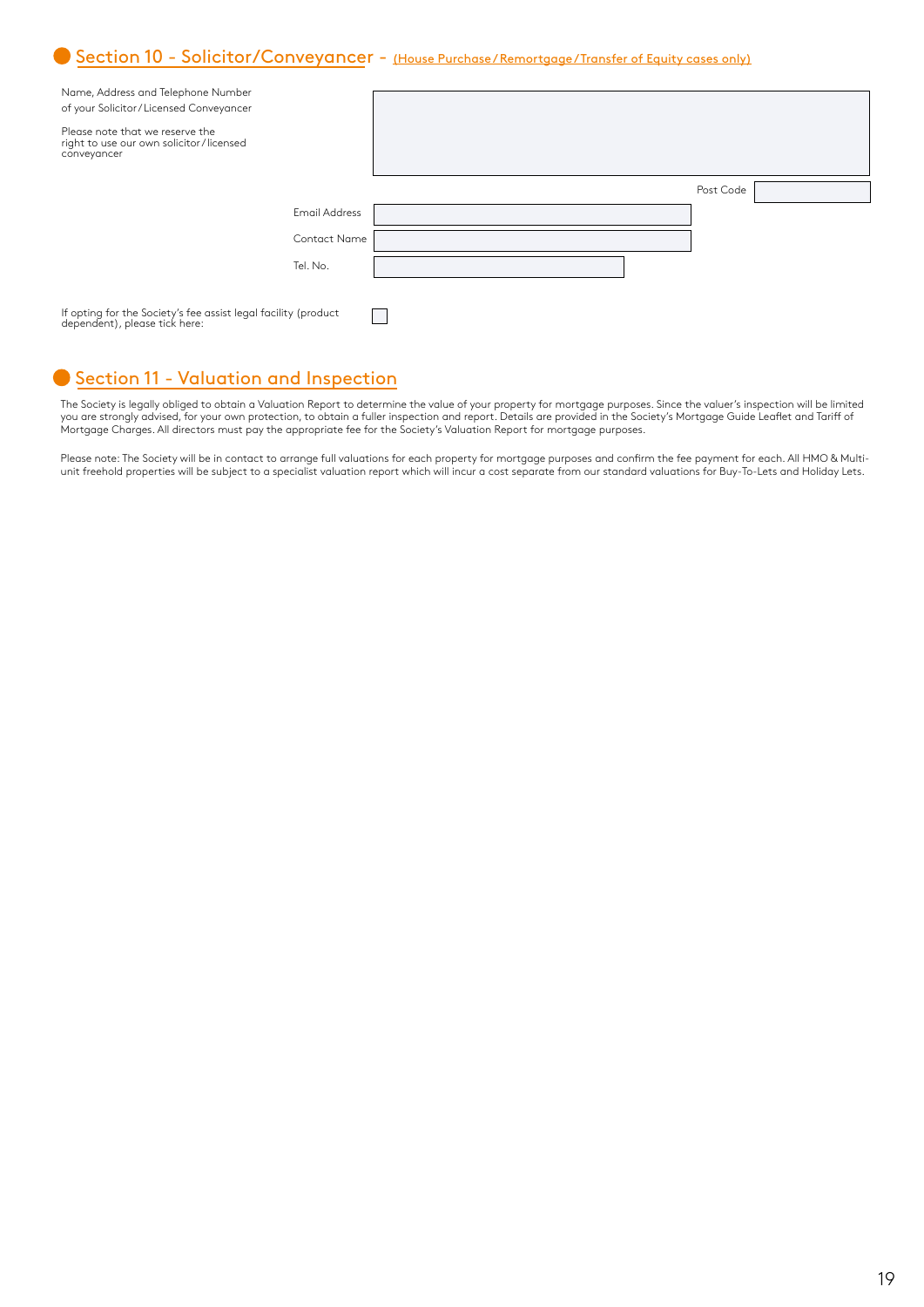## Section 10 - Solicitor/Conveyancer - (House Purchase/Remortgage/Transfer of Equity cases only)

Name, Address and Telephone Number of your Solicitor/Licensed Conveyancer

Please note that we reserve the right to use our own solicitor/licensed conveyancer

Post Code

Email Address

Contact Name

Tel. No.

If opting for the Society's fee assist legal facility (product dependent), please tick here: ☐

## Section 11 - Valuation and Inspection

The Society is legally obliged to obtain a Valuation Report to determine the value of your property for mortgage purposes. Since the valuer's inspection will be limited you are strongly advised, for your own protection, to obtain a fuller inspection and report. Details are provided in the Society's Mortgage Guide Leaflet and Tariff of Mortgage Charges. All directors must pay the appropriate fee for the Society's Valuation Report for mortgage purposes.

Please note: The Society will be in contact to arrange full valuations for each property for mortgage purposes and confirm the fee payment for each. All HMO & Multi-unit freehold properties will be subject to a specialist valuation report which will incur a cost separate from our standard valuations for Buy-To-Lets and Holiday Lets.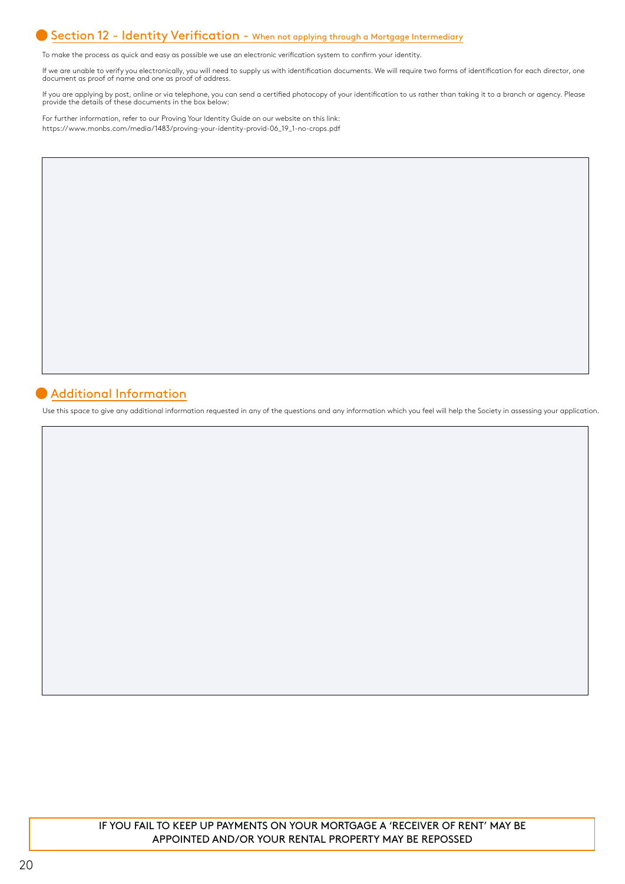## Section 12 - Identity Verification - When not applying through a Mortgage Intermediary

To make the process as quick and easy as possible we use an electronic verification system to confirm your identity.

If we are unable to verify you electronically, you will need to supply us with identification documents. We will require two forms of identification for each director, one document as proof of name and one as proof of address.

If you are applying by post, online or via telephone, you can send a certified photocopy of your identification to us rather than taking it to a branch or agency. Please provide the details of these documents in the box below:

For further information, refer to our Proving Your Identity Guide on our website on this link:
https://www.monbs.com/media/1483/proving-your-identity-provid-06_19_1-no-crops.pdf

## Additional Information

Use this space to give any additional information requested in any of the questions and any information which you feel will help the Society in assessing your application.

IF YOU FAIL TO KEEP UP PAYMENTS ON YOUR MORTGAGE A 'RECEIVER OF RENT' MAY BE APPOINTED AND/OR YOUR RENTAL PROPERTY MAY BE REPOSSED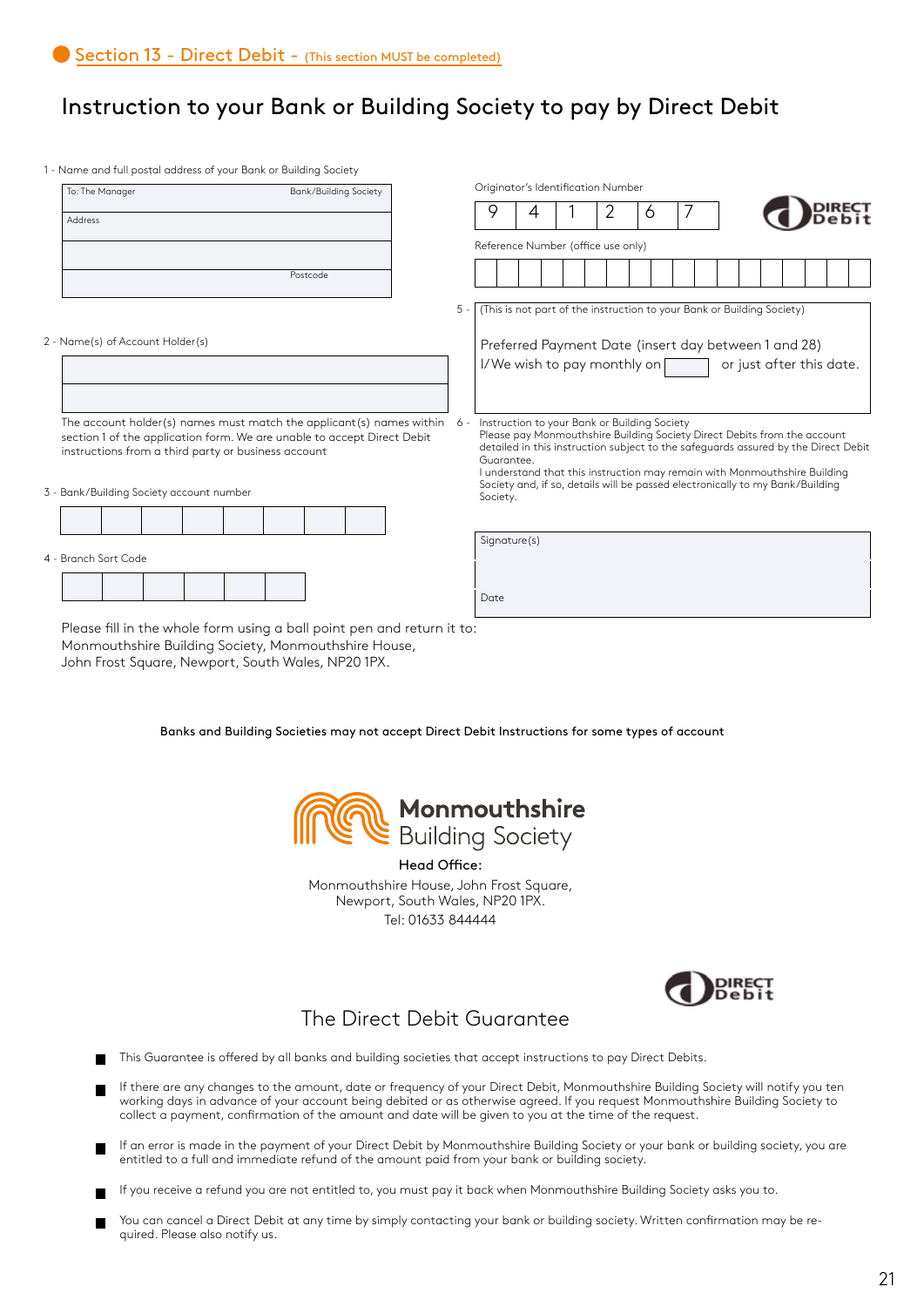## Section 13 - Direct Debit - (This section MUST be completed)

# Instruction to your Bank or Building Society to pay by Direct Debit

1 - Name and full postal address of your Bank or Building Society

| To: The Manager | Bank/Building Society |
|---|---|
| Address | |
| | |
| | Postcode |

2 - Name(s) of Account Holder(s)

| |
|---|
| |
| |

The account holder(s) names must match the applicant(s) names within section 1 of the application form. We are unable to accept Direct Debit instructions from a third party or business account

3 - Bank/Building Society account number

| | | | | | | | |
|---|---|---|---|---|---|---|---|
| | | | | | | | |

4 - Branch Sort Code

| | | | | | |
|---|---|---|---|---|---|
| | | | | | |

Originator's Identification Number

| 9 | 4 | 1 | 2 | 6 | 7 |
|---|---|---|---|---|---|

DIRECT Debit

Reference Number (office use only)

| | | | | | | | | | | | | | | | | | |
|---|---|---|---|---|---|---|---|---|---|---|---|---|---|---|---|---|---|
| | | | | | | | | | | | | | | | | | |

5 - (This is not part of the instruction to your Bank or Building Society)

Preferred Payment Date (insert day between 1 and 28)
I/We wish to pay monthly on [ ] or just after this date.

6 - Instruction to your Bank or Building Society
Please pay Monmouthshire Building Society Direct Debits from the account detailed in this instruction subject to the safeguards assured by the Direct Debit Guarantee.
I understand that this instruction may remain with Monmouthshire Building Society and, if so, details will be passed electronically to my Bank/Building Society.

Signature(s)

Date

Please fill in the whole form using a ball point pen and return it to:
Monmouthshire Building Society, Monmouthshire House,
John Frost Square, Newport, South Wales, NP20 1PX.

**Banks and Building Societies may not accept Direct Debit Instructions for some types of account**

**Monmouthshire** Building Society

**Head Office:**
Monmouthshire House, John Frost Square,
Newport, South Wales, NP20 1PX.
Tel: 01633 844444

DIRECT Debit

## The Direct Debit Guarantee

- This Guarantee is offered by all banks and building societies that accept instructions to pay Direct Debits.
- If there are any changes to the amount, date or frequency of your Direct Debit, Monmouthshire Building Society will notify you ten working days in advance of your account being debited or as otherwise agreed. If you request Monmouthshire Building Society to collect a payment, confirmation of the amount and date will be given to you at the time of the request.
- If an error is made in the payment of your Direct Debit by Monmouthshire Building Society or your bank or building society, you are entitled to a full and immediate refund of the amount paid from your bank or building society.
- If you receive a refund you are not entitled to, you must pay it back when Monmouthshire Building Society asks you to.
- You can cancel a Direct Debit at any time by simply contacting your bank or building society. Written confirmation may be required. Please also notify us.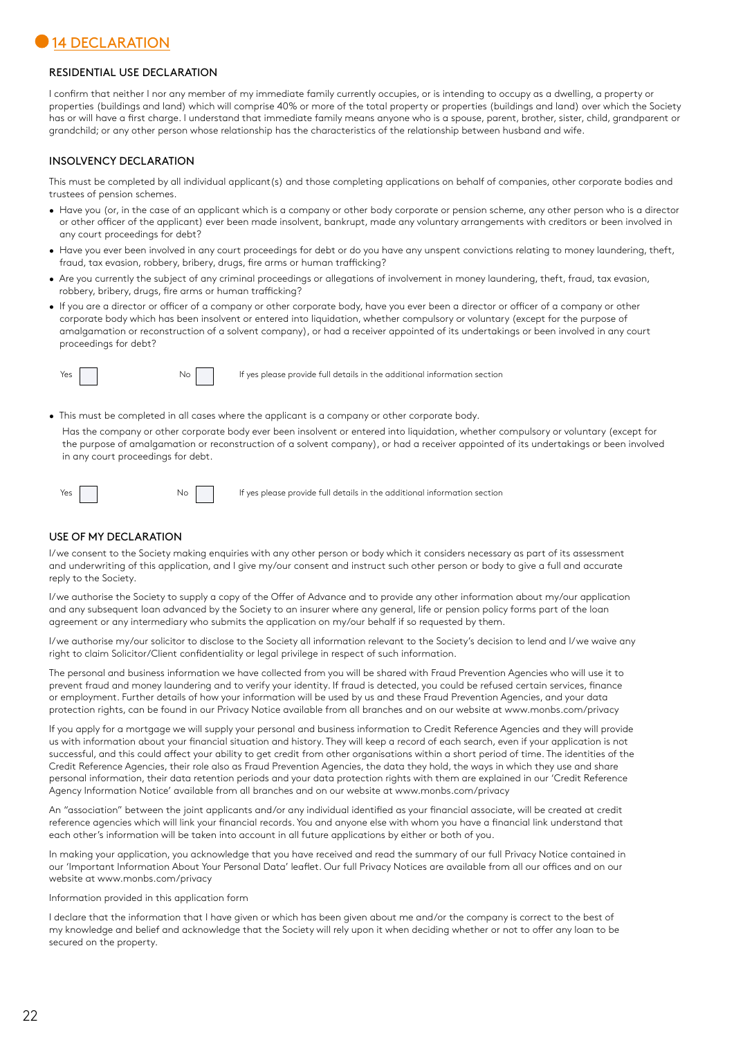## 14 DECLARATION

### RESIDENTIAL USE DECLARATION

I confirm that neither I nor any member of my immediate family currently occupies, or is intending to occupy as a dwelling, a property or properties (buildings and land) which will comprise 40% or more of the total property or properties (buildings and land) over which the Society has or will have a first charge. I understand that immediate family means anyone who is a spouse, parent, brother, sister, child, grandparent or grandchild; or any other person whose relationship has the characteristics of the relationship between husband and wife.

### INSOLVENCY DECLARATION

This must be completed by all individual applicant(s) and those completing applications on behalf of companies, other corporate bodies and trustees of pension schemes.

- Have you (or, in the case of an applicant which is a company or other body corporate or pension scheme, any other person who is a director or other officer of the applicant) ever been made insolvent, bankrupt, made any voluntary arrangements with creditors or been involved in any court proceedings for debt?
- Have you ever been involved in any court proceedings for debt or do you have any unspent convictions relating to money laundering, theft, fraud, tax evasion, robbery, bribery, drugs, fire arms or human trafficking?
- Are you currently the subject of any criminal proceedings or allegations of involvement in money laundering, theft, fraud, tax evasion, robbery, bribery, drugs, fire arms or human trafficking?
- If you are a director or officer of a company or other corporate body, have you ever been a director or officer of a company or other corporate body which has been insolvent or entered into liquidation, whether compulsory or voluntary (except for the purpose of amalgamation or reconstruction of a solvent company), or had a receiver appointed of its undertakings or been involved in any court proceedings for debt?

Yes ☐ No ☐ If yes please provide full details in the additional information section

- This must be completed in all cases where the applicant is a company or other corporate body.

  Has the company or other corporate body ever been insolvent or entered into liquidation, whether compulsory or voluntary (except for the purpose of amalgamation or reconstruction of a solvent company), or had a receiver appointed of its undertakings or been involved in any court proceedings for debt.

Yes ☐ No ☐ If yes please provide full details in the additional information section

### USE OF MY DECLARATION

I/we consent to the Society making enquiries with any other person or body which it considers necessary as part of its assessment and underwriting of this application, and I give my/our consent and instruct such other person or body to give a full and accurate reply to the Society.

I/we authorise the Society to supply a copy of the Offer of Advance and to provide any other information about my/our application and any subsequent loan advanced by the Society to an insurer where any general, life or pension policy forms part of the loan agreement or any intermediary who submits the application on my/our behalf if so requested by them.

I/we authorise my/our solicitor to disclose to the Society all information relevant to the Society's decision to lend and I/we waive any right to claim Solicitor/Client confidentiality or legal privilege in respect of such information.

The personal and business information we have collected from you will be shared with Fraud Prevention Agencies who will use it to prevent fraud and money laundering and to verify your identity. If fraud is detected, you could be refused certain services, finance or employment. Further details of how your information will be used by us and these Fraud Prevention Agencies, and your data protection rights, can be found in our Privacy Notice available from all branches and on our website at www.monbs.com/privacy

If you apply for a mortgage we will supply your personal and business information to Credit Reference Agencies and they will provide us with information about your financial situation and history. They will keep a record of each search, even if your application is not successful, and this could affect your ability to get credit from other organisations within a short period of time. The identities of the Credit Reference Agencies, their role also as Fraud Prevention Agencies, the data they hold, the ways in which they use and share personal information, their data retention periods and your data protection rights with them are explained in our 'Credit Reference Agency Information Notice' available from all branches and on our website at www.monbs.com/privacy

An "association" between the joint applicants and/or any individual identified as your financial associate, will be created at credit reference agencies which will link your financial records. You and anyone else with whom you have a financial link understand that each other's information will be taken into account in all future applications by either or both of you.

In making your application, you acknowledge that you have received and read the summary of our full Privacy Notice contained in our 'Important Information About Your Personal Data' leaflet. Our full Privacy Notices are available from all our offices and on our website at www.monbs.com/privacy

Information provided in this application form

I declare that the information that I have given or which has been given about me and/or the company is correct to the best of my knowledge and belief and acknowledge that the Society will rely upon it when deciding whether or not to offer any loan to be secured on the property.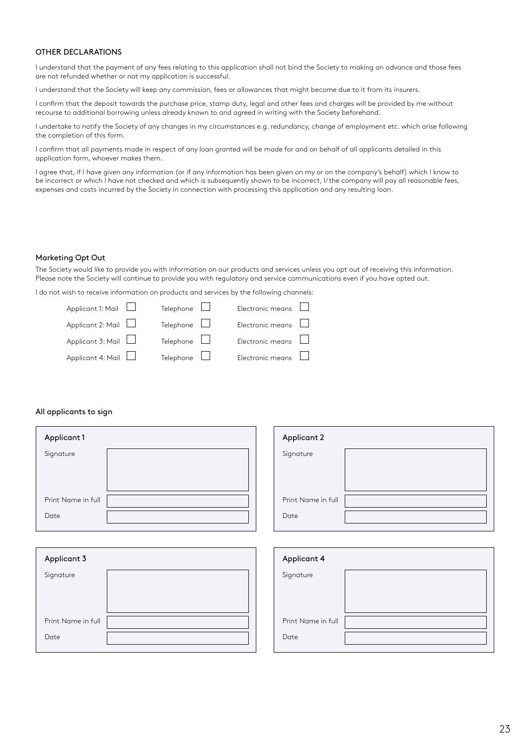## OTHER DECLARATIONS

I understand that the payment of any fees relating to this application shall not bind the Society to making an advance and those fees are not refunded whether or not my application is successful.

I understand that the Society will keep any commission, fees or allowances that might become due to it from its insurers.

I confirm that the deposit towards the purchase price, stamp duty, legal and other fees and charges will be provided by me without recourse to additional borrowing unless already known to and agreed in writing with the Society beforehand.

I undertake to notify the Society of any changes in my circumstances e.g. redundancy, change of employment etc. which arise following the completion of this form.

I confirm that all payments made in respect of any loan granted will be made for and on behalf of all applicants detailed in this application form, whoever makes them.

I agree that, if I have given any information (or if any information has been given on my or on the company's behalf) which I know to be incorrect or which I have not checked and which is subsequently shown to be incorrect, I/the company will pay all reasonable fees, expenses and costs incurred by the Society in connection with processing this application and any resulting loan.

### Marketing Opt Out

The Society would like to provide you with information on our products and services unless you opt out of receiving this information. Please note the Society will continue to provide you with regulatory and service communications even if you have opted out.

I do not wish to receive information on products and services by the following channels:

| | | |
|---|---|---|
| Applicant 1: Mail ☐ | Telephone ☐ | Electronic means ☐ |
| Applicant 2: Mail ☐ | Telephone ☐ | Electronic means ☐ |
| Applicant 3: Mail ☐ | Telephone ☐ | Electronic means ☐ |
| Applicant 4: Mail ☐ | Telephone ☐ | Electronic means ☐ |

### All applicants to sign

**Applicant 1**

| | |
|---|---|
| Signature | |
| Print Name in full | |
| Date | |

**Applicant 2**

| | |
|---|---|
| Signature | |
| Print Name in full | |
| Date | |

**Applicant 3**

| | |
|---|---|
| Signature | |
| Print Name in full | |
| Date | |

**Applicant 4**

| | |
|---|---|
| Signature | |
| Print Name in full | |
| Date | |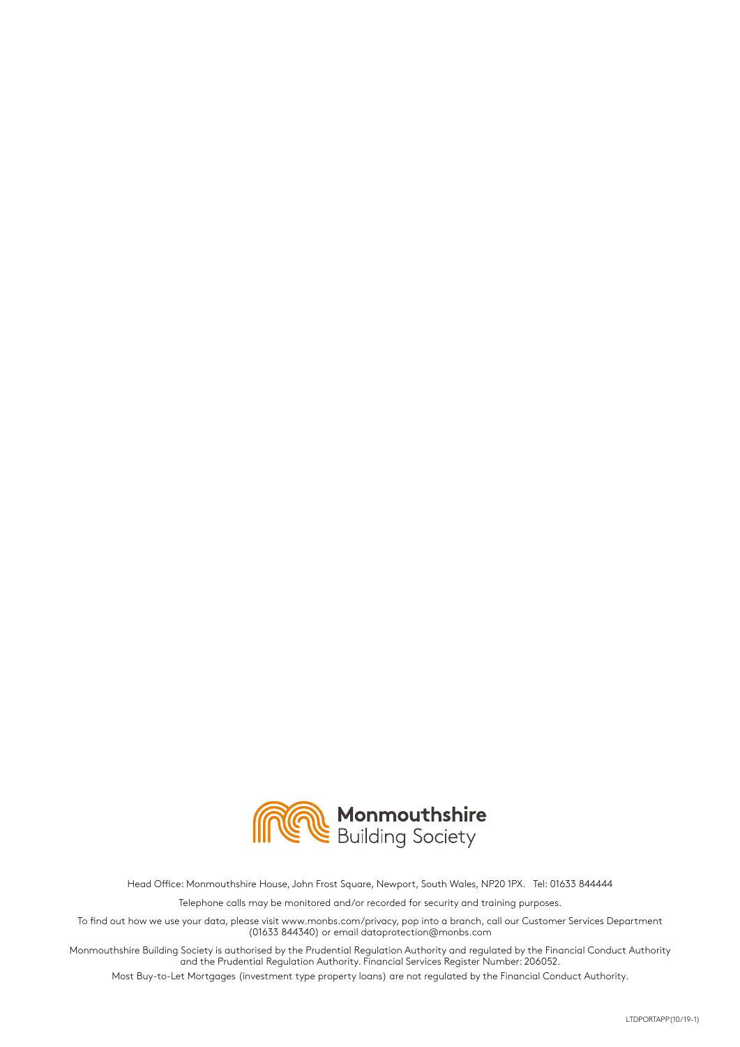Monmouthshire Building Society

Head Office: Monmouthshire House, John Frost Square, Newport, South Wales, NP20 1PX. Tel: 01633 844444

Telephone calls may be monitored and/or recorded for security and training purposes.

To find out how we use your data, please visit www.monbs.com/privacy, pop into a branch, call our Customer Services Department (01633 844340) or email dataprotection@monbs.com

Monmouthshire Building Society is authorised by the Prudential Regulation Authority and regulated by the Financial Conduct Authority and the Prudential Regulation Authority. Financial Services Register Number: 206052.

Most Buy-to-Let Mortgages (investment type property loans) are not regulated by the Financial Conduct Authority.

LTDPORTAPP(10/19-1)